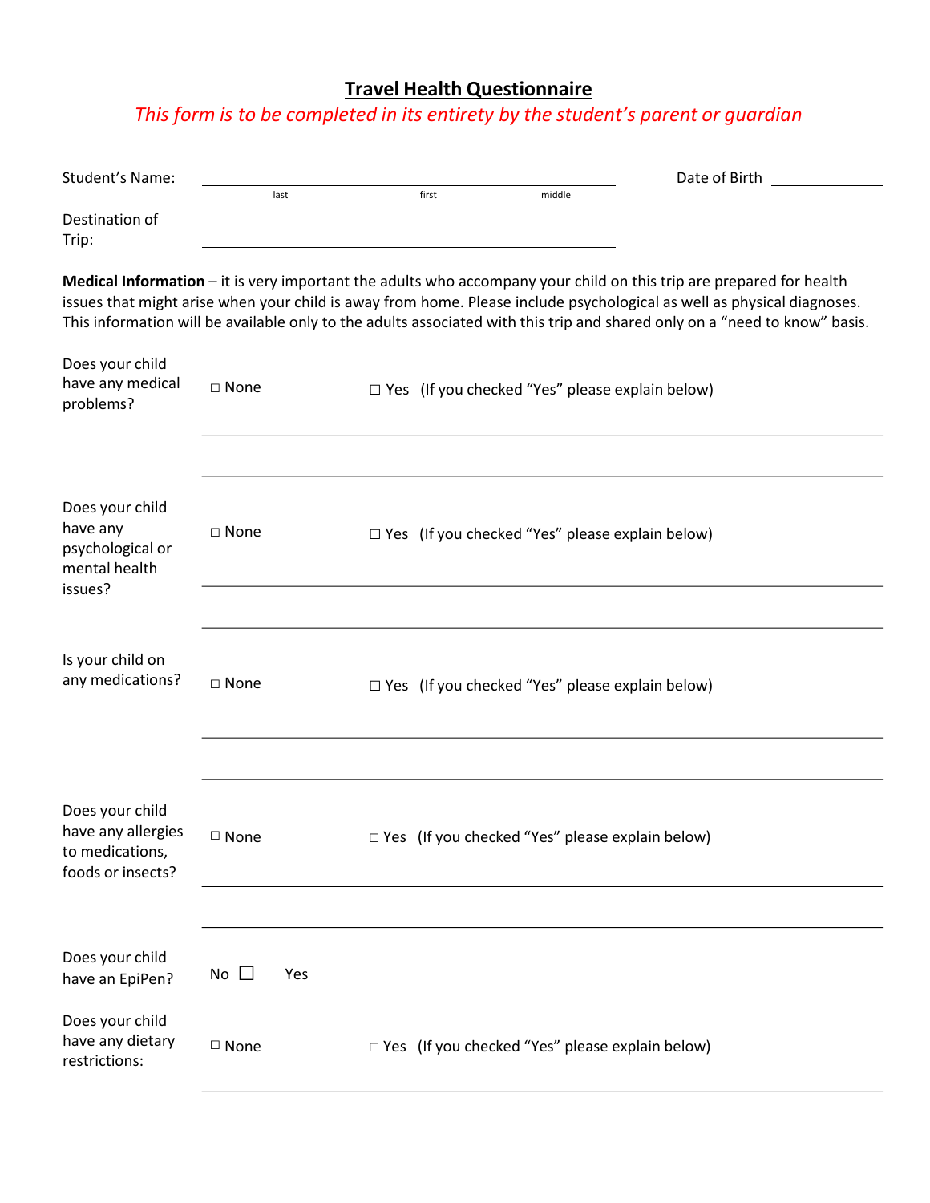# Travel Health Questionnaire

*This form is to be completed in its entirety by the student's parent or guardian*

Student's Name: ______________________________ Date of Birth ____________
(last  first  middle)

Destination of Trip: ______________________________

**Medical Information** – it is very important the adults who accompany your child on this trip are prepared for health issues that might arise when your child is away from home. Please include psychological as well as physical diagnoses. This information will be available only to the adults associated with this trip and shared only on a "need to know" basis.

Does your child have any medical problems? ☐ None ☐ Yes (If you checked "Yes" please explain below)

______________________________

______________________________

Does your child have any psychological or mental health issues? ☐ None ☐ Yes (If you checked "Yes" please explain below)

______________________________

______________________________

Is your child on any medications? ☐ None ☐ Yes (If you checked "Yes" please explain below)

______________________________

______________________________

Does your child have any allergies to medications, foods or insects? ☐ None ☐ Yes (If you checked "Yes" please explain below)

______________________________

______________________________

Does your child have an EpiPen? No ☐ Yes

Does your child have any dietary restrictions: ☐ None ☐ Yes (If you checked "Yes" please explain below)

______________________________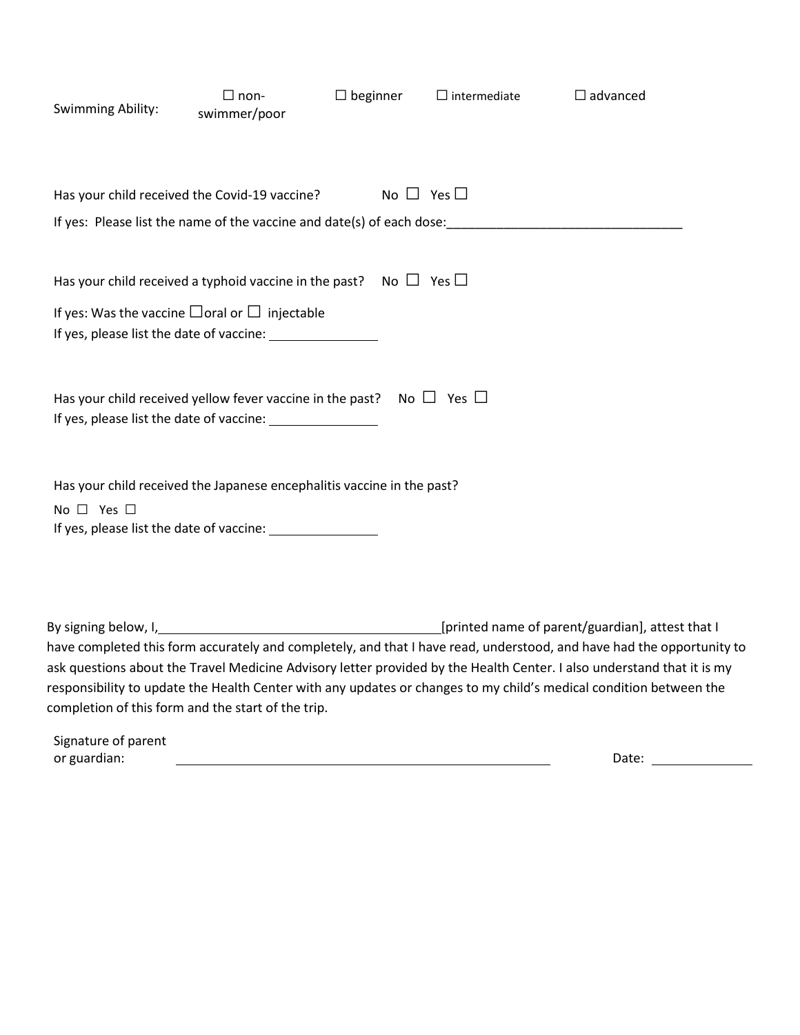Swimming Ability: ☐ non-swimmer/poor ☐ beginner ☐ intermediate ☐ advanced

Has your child received the Covid-19 vaccine? No ☐ Yes ☐

If yes: Please list the name of the vaccine and date(s) of each dose:________________________________

Has your child received a typhoid vaccine in the past? No ☐ Yes ☐

If yes: Was the vaccine ☐oral or ☐ injectable

If yes, please list the date of vaccine: _______________

Has your child received yellow fever vaccine in the past? No ☐ Yes ☐

If yes, please list the date of vaccine: _______________

Has your child received the Japanese encephalitis vaccine in the past?

No ☐ Yes ☐

If yes, please list the date of vaccine: _______________

By signing below, I,________________________________________[printed name of parent/guardian], attest that I have completed this form accurately and completely, and that I have read, understood, and have had the opportunity to ask questions about the Travel Medicine Advisory letter provided by the Health Center. I also understand that it is my responsibility to update the Health Center with any updates or changes to my child's medical condition between the completion of this form and the start of the trip.

Signature of parent or guardian: ______________________________________________________ Date: _______________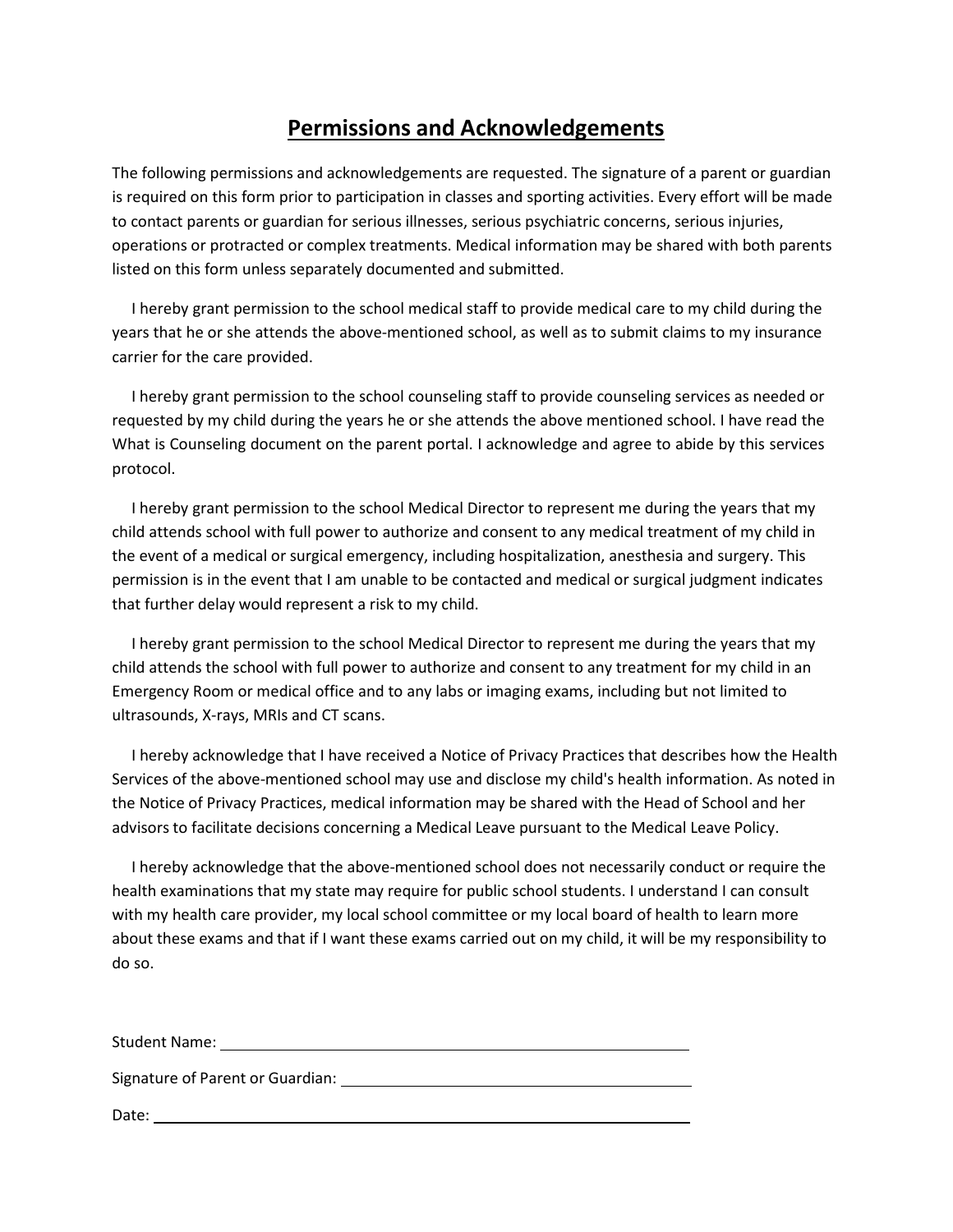# Permissions and Acknowledgements

The following permissions and acknowledgements are requested. The signature of a parent or guardian is required on this form prior to participation in classes and sporting activities. Every effort will be made to contact parents or guardian for serious illnesses, serious psychiatric concerns, serious injuries, operations or protracted or complex treatments. Medical information may be shared with both parents listed on this form unless separately documented and submitted.

I hereby grant permission to the school medical staff to provide medical care to my child during the years that he or she attends the above-mentioned school, as well as to submit claims to my insurance carrier for the care provided.

I hereby grant permission to the school counseling staff to provide counseling services as needed or requested by my child during the years he or she attends the above mentioned school. I have read the What is Counseling document on the parent portal. I acknowledge and agree to abide by this services protocol.

I hereby grant permission to the school Medical Director to represent me during the years that my child attends school with full power to authorize and consent to any medical treatment of my child in the event of a medical or surgical emergency, including hospitalization, anesthesia and surgery. This permission is in the event that I am unable to be contacted and medical or surgical judgment indicates that further delay would represent a risk to my child.

I hereby grant permission to the school Medical Director to represent me during the years that my child attends the school with full power to authorize and consent to any treatment for my child in an Emergency Room or medical office and to any labs or imaging exams, including but not limited to ultrasounds, X-rays, MRIs and CT scans.

I hereby acknowledge that I have received a Notice of Privacy Practices that describes how the Health Services of the above-mentioned school may use and disclose my child's health information. As noted in the Notice of Privacy Practices, medical information may be shared with the Head of School and her advisors to facilitate decisions concerning a Medical Leave pursuant to the Medical Leave Policy.

I hereby acknowledge that the above-mentioned school does not necessarily conduct or require the health examinations that my state may require for public school students. I understand I can consult with my health care provider, my local school committee or my local board of health to learn more about these exams and that if I want these exams carried out on my child, it will be my responsibility to do so.

Student Name: ______________________________

Signature of Parent or Guardian: ______________________________

Date: ______________________________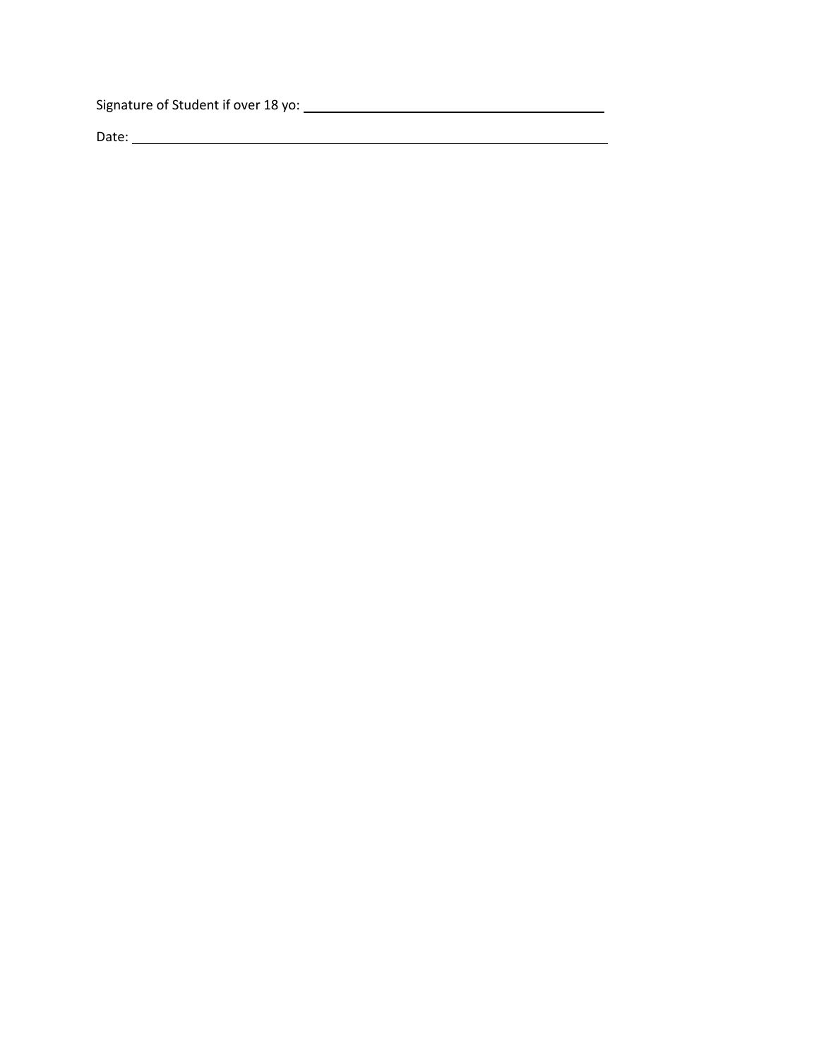Signature of Student if over 18 yo: ____________________________________________

Date: ______________________________________________________________________